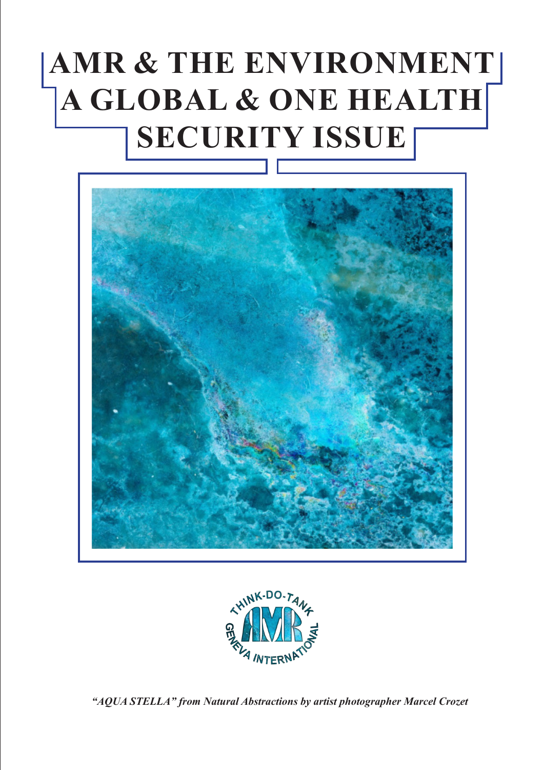# AMR & THE ENVIRONMENT A GLOBAL & ONE HEALTH SECURITY ISSUE

THINK-DO-TANK AMR GENEVA INTERNATIONAL

*"AQUA STELLA" from Natural Abstractions by artist photographer Marcel Crozet*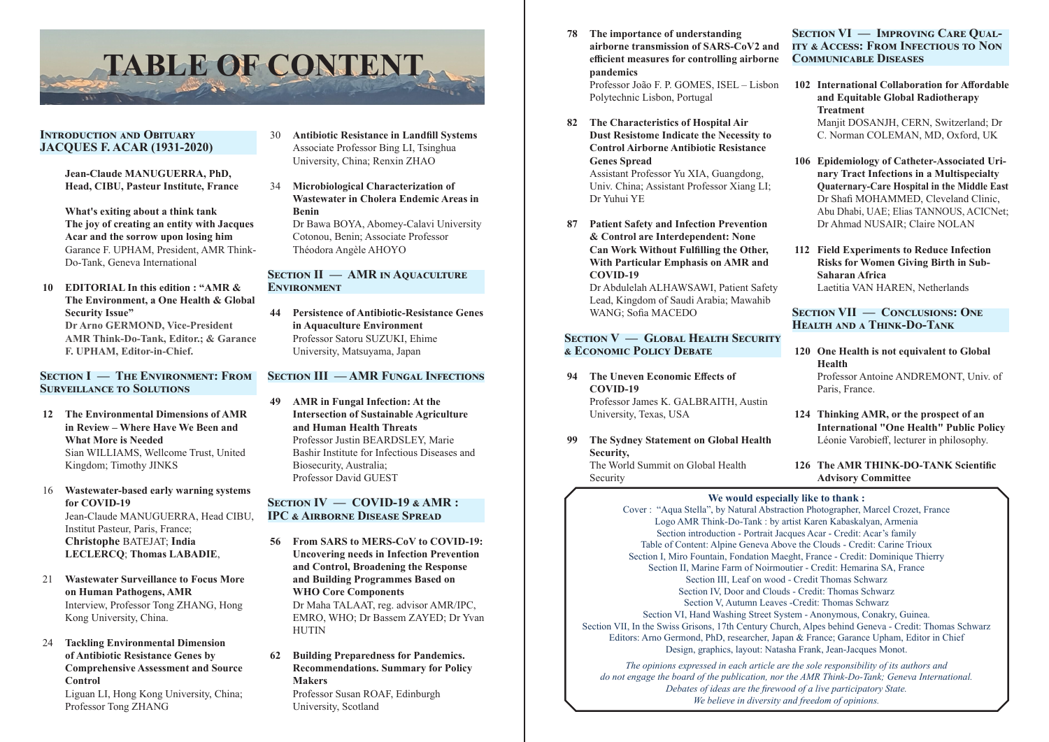# TABLE OF CONTENT

## Introduction and Obituary JACQUES F. ACAR (1931-2020)

**Jean-Claude MANUGUERRA, PhD, Head, CIBU, Pasteur Institute, France**

**What's exiting about a think tank**
**The joy of creating an entity with Jacques Acar and the sorrow upon losing him**
Garance F. UPHAM, President, AMR Think-Do-Tank, Geneva International

**10 EDITORIAL In this edition : "AMR & The Environment, a One Health & Global Security Issue"**
**Dr Arno GERMOND, Vice-President AMR Think-Do-Tank, Editor.; & Garance F. UPHAM, Editor-in-Chief.**

## Section I — The Environment: From Surveillance to Solutions

**12 The Environmental Dimensions of AMR in Review – Where Have We Been and What More is Needed**
Sian WILLIAMS, Wellcome Trust, United Kingdom; Timothy JINKS

16 **Wastewater-based early warning systems for COVID-19**
Jean-Claude MANUGUERRA, Head CIBU, Institut Pasteur, Paris, France; **Christophe** BATEJAT; **India LECLERCQ**; **Thomas LABADIE**,

21 **Wastewater Surveillance to Focus More on Human Pathogens, AMR**
Interview, Professor Tong ZHANG, Hong Kong University, China.

24 **Tackling Environmental Dimension of Antibiotic Resistance Genes by Comprehensive Assessment and Source Control**
Liguan LI, Hong Kong University, China; Professor Tong ZHANG

30 **Antibiotic Resistance in Landfill Systems**
Associate Professor Bing LI, Tsinghua University, China; Renxin ZHAO

34 **Microbiological Characterization of Wastewater in Cholera Endemic Areas in Benin**
Dr Bawa BOYA, Abomey-Calavi University Cotonou, Benin; Associate Professor Théodora Angèle AHOYO

## Section II — AMR in Aquaculture Environment

**44 Persistence of Antibiotic-Resistance Genes in Aquaculture Environment**
Professor Satoru SUZUKI, Ehime University, Matsuyama, Japan

## Section III — AMR Fungal Infections

**49 AMR in Fungal Infection: At the Intersection of Sustainable Agriculture and Human Health Threats**
Professor Justin BEARDSLEY, Marie Bashir Institute for Infectious Diseases and Biosecurity, Australia;
Professor David GUEST

## Section IV — COVID-19 & AMR : IPC & Airborne Disease Spread

**56 From SARS to MERS-CoV to COVID-19: Uncovering needs in Infection Prevention and Control, Broadening the Response and Building Programmes Based on WHO Core Components**
Dr Maha TALAAT, reg. advisor AMR/IPC, EMRO, WHO; Dr Bassem ZAYED; Dr Yvan HUTIN

**62 Building Preparedness for Pandemics. Recommendations. Summary for Policy Makers**
Professor Susan ROAF, Edinburgh University, Scotland

**78 The importance of understanding airborne transmission of SARS-CoV2 and efficient measures for controlling airborne pandemics**
Professor João F. P. GOMES, ISEL – Lisbon Polytechnic Lisbon, Portugal

**82 The Characteristics of Hospital Air Dust Resistome Indicate the Necessity to Control Airborne Antibiotic Resistance Genes Spread**
Assistant Professor Yu XIA, Guangdong, Univ. China; Assistant Professor Xiang LI; Dr Yuhui YE

**87 Patient Safety and Infection Prevention & Control are Interdependent: None Can Work Without Fulfilling the Other, With Particular Emphasis on AMR and COVID-19**
Dr Abdulelah ALHAWSAWI, Patient Safety Lead, Kingdom of Saudi Arabia; Mawahib WANG; Sofia MACEDO

## Section V — Global Health Security & Economic Policy Debate

**94 The Uneven Economic Effects of COVID-19**
Professor James K. GALBRAITH, Austin University, Texas, USA

**99 The Sydney Statement on Global Health Security,**
The World Summit on Global Health Security

## Section VI — Improving Care Quality & Access: From Infectious to Non Communicable Diseases

**102 International Collaboration for Affordable and Equitable Global Radiotherapy Treatment**
Manjit DOSANJH, CERN, Switzerland; Dr C. Norman COLEMAN, MD, Oxford, UK

**106 Epidemiology of Catheter-Associated Urinary Tract Infections in a Multispecialty Quaternary-Care Hospital in the Middle East**
Dr Shafi MOHAMMED, Cleveland Clinic, Abu Dhabi, UAE; Elias TANNOUS, ACICNet; Dr Ahmad NUSAIR; Claire NOLAN

**112 Field Experiments to Reduce Infection Risks for Women Giving Birth in Sub-Saharan Africa**
Laetitia VAN HAREN, Netherlands

## Section VII — Conclusions: One Health and a Think-Do-Tank

**120 One Health is not equivalent to Global Health**
Professor Antoine ANDREMONT, Univ. of Paris, France.

**124 Thinking AMR, or the prospect of an International "One Health" Public Policy**
Léonie Varobieff, lecturer in philosophy.

**126 The AMR THINK-DO-TANK Scientific Advisory Committee**

**We would especially like to thank :**

Cover : "Aqua Stella", by Natural Abstraction Photographer, Marcel Crozet, France
Logo AMR Think-Do-Tank : by artist Karen Kabaskalyan, Armenia
Section introduction - Portrait Jacques Acar - Credit: Acar's family
Table of Content: Alpine Geneva Above the Clouds - Credit: Carine Trioux
Section I, Miro Fountain, Fondation Maeght, France - Credit: Dominique Thierry
Section II, Marine Farm of Noirmoutier - Credit: Hemarina SA, France
Section III, Leaf on wood - Credit Thomas Schwarz
Section IV, Door and Clouds - Credit: Thomas Schwarz
Section V, Autumn Leaves -Credit: Thomas Schwarz
Section VI, Hand Washing Street System - Anonymous, Conakry, Guinea.
Section VII, In the Swiss Grisons, 17th Century Church, Alpes behind Geneva - Credit: Thomas Schwarz
Editors: Arno Germond, PhD, researcher, Japan & France; Garance Upham, Editor in Chief
Design, graphics, layout: Natasha Frank, Jean-Jacques Monot.

*The opinions expressed in each article are the sole responsibility of its authors and do not engage the board of the publication, nor the AMR Think-Do-Tank; Geneva International. Debates of ideas are the firewood of a live participatory State. We believe in diversity and freedom of opinions.*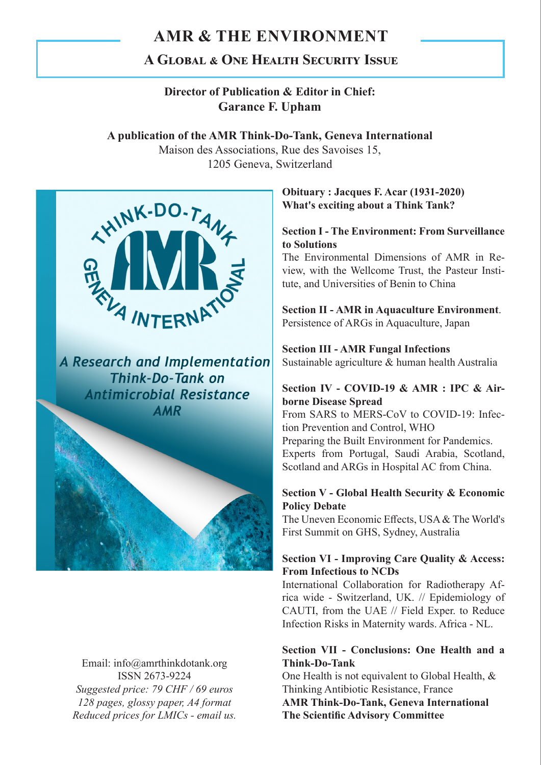# AMR & THE ENVIRONMENT

## A Global & One Health Security Issue

**Director of Publication & Editor in Chief:**
**Garance F. Upham**

**A publication of the AMR Think-Do-Tank, Geneva International**
Maison des Associations, Rue des Savoises 15,
1205 Geneva, Switzerland

THINK-DO-TANK AMR GENEVA INTERNATIONAL

*A Research and Implementation Think-Do-Tank on Antimicrobial Resistance AMR*

Email: info@amrthinkdotank.org
ISSN 2673-9224
*Suggested price: 79 CHF / 69 euros*
*128 pages, glossy paper, A4 format*
*Reduced prices for LMICs - email us.*

**Obituary : Jacques F. Acar (1931-2020)**
**What's exciting about a Think Tank?**

**Section I - The Environment: From Surveillance to Solutions**
The Environmental Dimensions of AMR in Review, with the Wellcome Trust, the Pasteur Institute, and Universities of Benin to China

**Section II - AMR in Aquaculture Environment**.
Persistence of ARGs in Aquaculture, Japan

**Section III - AMR Fungal Infections**
Sustainable agriculture & human health Australia

**Section IV - COVID-19 & AMR : IPC & Airborne Disease Spread**
From SARS to MERS-CoV to COVID-19: Infection Prevention and Control, WHO
Preparing the Built Environment for Pandemics.
Experts from Portugal, Saudi Arabia, Scotland, Scotland and ARGs in Hospital AC from China.

**Section V - Global Health Security & Economic Policy Debate**
The Uneven Economic Effects, USA & The World's First Summit on GHS, Sydney, Australia

**Section VI - Improving Care Quality & Access: From Infectious to NCDs**
International Collaboration for Radiotherapy Africa wide - Switzerland, UK. // Epidemiology of CAUTI, from the UAE // Field Exper. to Reduce Infection Risks in Maternity wards. Africa - NL.

**Section VII - Conclusions: One Health and a Think-Do-Tank**
One Health is not equivalent to Global Health, &
Thinking Antibiotic Resistance, France
**AMR Think-Do-Tank, Geneva International**
**The Scientific Advisory Committee**